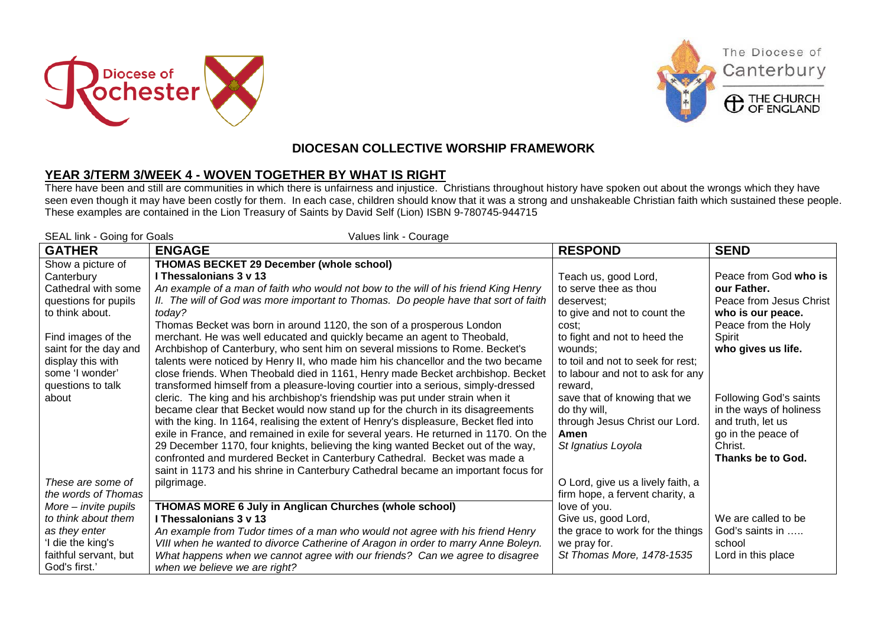## DIOCESAN COLLECTIVE WORSHIP FRAMEWORK

### YEAR 3/TERM 3/WEEK 4 - WOVEN TOGETHER BY WHAT IS RIGHT

There have been and still are communities in which there is unfairness and injustice. Christians throughout history have spoken out about the wrongs which they have seen even though it may have been costly for them. In each case, children should know that it was a strong and unshakeable Christian faith which sustained these people. These examples are contained in the Lion Treasury of Saints by David Self (Lion) ISBN 9-780745-944715

SEAL link - Going for Goals Values link - Courage

| GATHER | ENGAGE | RESPOND | SEND |
|---|---|---|---|
| Show a picture of Canterbury Cathedral with some questions for pupils to think about.<br><br>Find images of the saint for the day and display this with some 'I wonder' questions to talk about | **THOMAS BECKET 29 December (whole school)**<br>**I Thessalonians 3 v 13**<br>*An example of a man of faith who would not bow to the will of his friend King Henry II. The will of God was more important to Thomas. Do people have that sort of faith today?*<br>Thomas Becket was born in around 1120, the son of a prosperous London merchant. He was well educated and quickly became an agent to Theobald, Archbishop of Canterbury, who sent him on several missions to Rome. Becket's talents were noticed by Henry II, who made him his chancellor and the two became close friends. When Theobald died in 1161, Henry made Becket archbishop. Becket transformed himself from a pleasure-loving courtier into a serious, simply-dressed cleric. The king and his archbishop's friendship was put under strain when it became clear that Becket would now stand up for the church in its disagreements with the king. In 1164, realising the extent of Henry's displeasure, Becket fled into exile in France, and remained in exile for several years. He returned in 1170. On the 29 December 1170, four knights, believing the king wanted Becket out of the way, confronted and murdered Becket in Canterbury Cathedral. Becket was made a saint in 1173 and his shrine in Canterbury Cathedral became an important focus for pilgrimage. | Teach us, good Lord,<br>to serve thee as thou deservest;<br>to give and not to count the cost;<br>to fight and not to heed the wounds;<br>to toil and not to seek for rest;<br>to labour and not to ask for any reward,<br>save that of knowing that we do thy will,<br>through Jesus Christ our Lord.<br>**Amen**<br>*St Ignatius Loyola* | Peace from God **who is our Father.**<br>Peace from Jesus Christ **who is our peace.**<br>Peace from the Holy Spirit **who gives us life.**<br><br>Following God's saints in the ways of holiness and truth, let us go in the peace of Christ.<br>**Thanks be to God.** |
| *These are some of the words of Thomas More – invite pupils to think about them as they enter 'I die the king's faithful servant, but God's first.'* | **THOMAS MORE 6 July in Anglican Churches (whole school)**<br>**I Thessalonians 3 v 13**<br>*An example from Tudor times of a man who would not agree with his friend Henry VIII when he wanted to divorce Catherine of Aragon in order to marry Anne Boleyn. What happens when we cannot agree with our friends? Can we agree to disagree when we believe we are right?* | O Lord, give us a lively faith, a firm hope, a fervent charity, a love of you.<br>Give us, good Lord, the grace to work for the things we pray for.<br>*St Thomas More, 1478-1535* | We are called to be God's saints in ….. school<br>Lord in this place |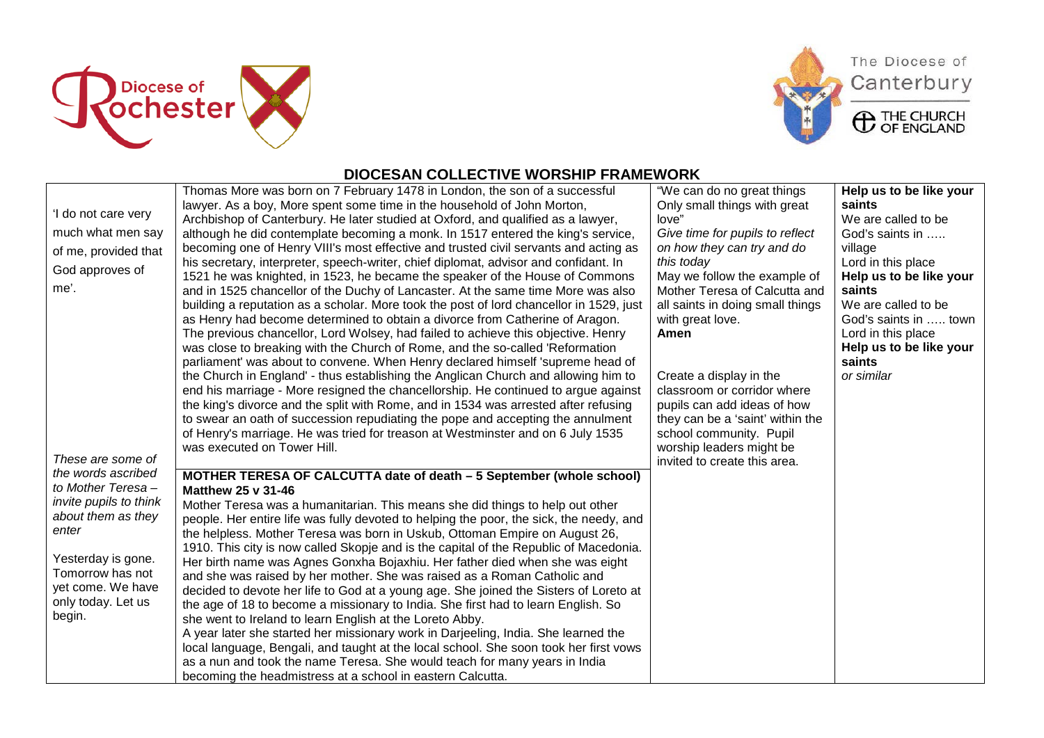**DIOCESAN COLLECTIVE WORSHIP FRAMEWORK**

| | | | |
|---|---|---|---|
| 'I do not care very much what men say of me, provided that God approves of me'. | Thomas More was born on 7 February 1478 in London, the son of a successful lawyer. As a boy, More spent some time in the household of John Morton, Archbishop of Canterbury. He later studied at Oxford, and qualified as a lawyer, although he did contemplate becoming a monk. In 1517 entered the king's service, becoming one of Henry VIII's most effective and trusted civil servants and acting as his secretary, interpreter, speech-writer, chief diplomat, advisor and confidant. In 1521 he was knighted, in 1523, he became the speaker of the House of Commons and in 1525 chancellor of the Duchy of Lancaster. At the same time More was also building a reputation as a scholar. More took the post of lord chancellor in 1529, just as Henry had become determined to obtain a divorce from Catherine of Aragon. The previous chancellor, Lord Wolsey, had failed to achieve this objective. Henry was close to breaking with the Church of Rome, and the so-called 'Reformation parliament' was about to convene. When Henry declared himself 'supreme head of the Church in England' - thus establishing the Anglican Church and allowing him to end his marriage - More resigned the chancellorship. He continued to argue against the king's divorce and the split with Rome, and in 1534 was arrested after refusing to swear an oath of succession repudiating the pope and accepting the annulment of Henry's marriage. He was tried for treason at Westminster and on 6 July 1535 was executed on Tower Hill. | "We can do no great things Only small things with great love"<br>*Give time for pupils to reflect on how they can try and do this today*<br>May we follow the example of Mother Teresa of Calcutta and all saints in doing small things with great love.<br>**Amen**<br><br>Create a display in the classroom or corridor where pupils can add ideas of how they can be a 'saint' within the school community. Pupil worship leaders might be invited to create this area. | **Help us to be like your saints**<br>We are called to be God's saints in ….. village<br>Lord in this place<br>**Help us to be like your saints**<br>We are called to be God's saints in ….. town<br>Lord in this place<br>**Help us to be like your saints**<br>*or similar* |
| *These are some of the words ascribed to Mother Teresa – invite pupils to think about them as they enter*<br><br>Yesterday is gone. Tomorrow has not yet come. We have only today. Let us begin. | **MOTHER TERESA OF CALCUTTA date of death – 5 September (whole school)**<br>**Matthew 25 v 31-46**<br>Mother Teresa was a humanitarian. This means she did things to help out other people. Her entire life was fully devoted to helping the poor, the sick, the needy, and the helpless. Mother Teresa was born in Uskub, Ottoman Empire on August 26, 1910. This city is now called Skopje and is the capital of the Republic of Macedonia. Her birth name was Agnes Gonxha Bojaxhiu. Her father died when she was eight and she was raised by her mother. She was raised as a Roman Catholic and decided to devote her life to God at a young age. She joined the Sisters of Loreto at the age of 18 to become a missionary to India. She first had to learn English. So she went to Ireland to learn English at the Loreto Abby.<br>A year later she started her missionary work in Darjeeling, India. She learned the local language, Bengali, and taught at the local school. She soon took her first vows as a nun and took the name Teresa. She would teach for many years in India becoming the headmistress at a school in eastern Calcutta. | | |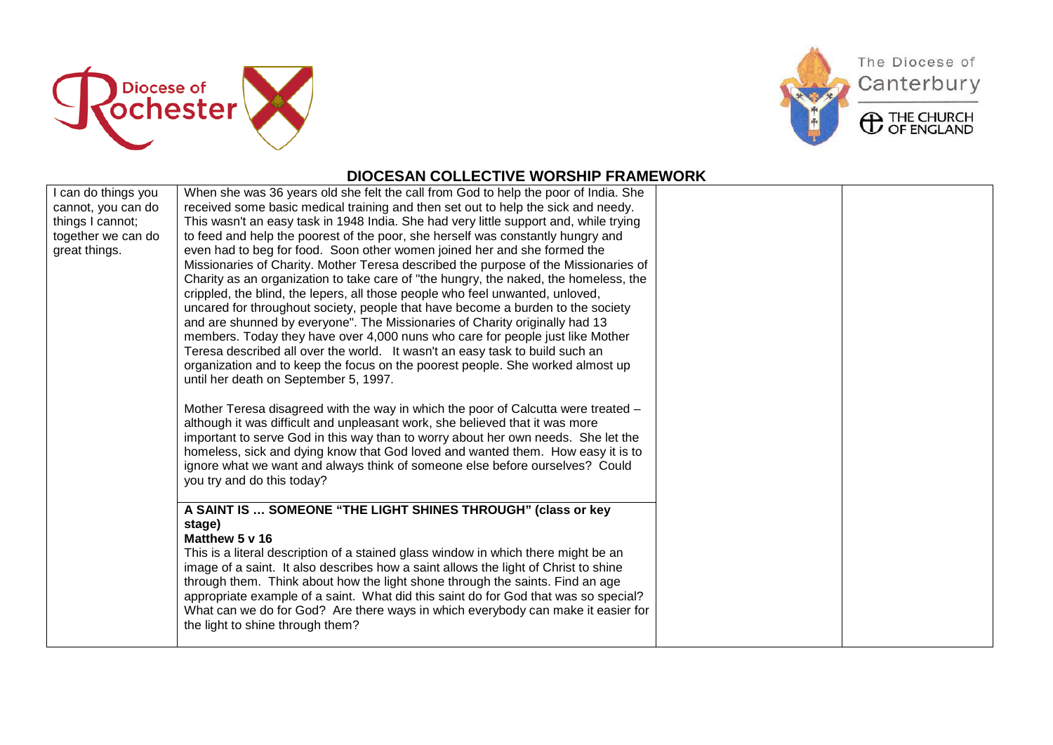## DIOCESAN COLLECTIVE WORSHIP FRAMEWORK

| | | | |
|---|---|---|---|
| I can do things you cannot, you can do things I cannot; together we can do great things. | When she was 36 years old she felt the call from God to help the poor of India. She received some basic medical training and then set out to help the sick and needy. This wasn't an easy task in 1948 India. She had very little support and, while trying to feed and help the poorest of the poor, she herself was constantly hungry and even had to beg for food. Soon other women joined her and she formed the Missionaries of Charity. Mother Teresa described the purpose of the Missionaries of Charity as an organization to take care of "the hungry, the naked, the homeless, the crippled, the blind, the lepers, all those people who feel unwanted, unloved, uncared for throughout society, people that have become a burden to the society and are shunned by everyone". The Missionaries of Charity originally had 13 members. Today they have over 4,000 nuns who care for people just like Mother Teresa described all over the world. It wasn't an easy task to build such an organization and to keep the focus on the poorest people. She worked almost up until her death on September 5, 1997.<br><br>Mother Teresa disagreed with the way in which the poor of Calcutta were treated – although it was difficult and unpleasant work, she believed that it was more important to serve God in this way than to worry about her own needs. She let the homeless, sick and dying know that God loved and wanted them. How easy it is to ignore what we want and always think of someone else before ourselves? Could you try and do this today? | | |
| | **A SAINT IS … SOMEONE "THE LIGHT SHINES THROUGH" (class or key stage)**<br>**Matthew 5 v 16**<br>This is a literal description of a stained glass window in which there might be an image of a saint. It also describes how a saint allows the light of Christ to shine through them. Think about how the light shone through the saints. Find an age appropriate example of a saint. What did this saint do for God that was so special? What can we do for God? Are there ways in which everybody can make it easier for the light to shine through them? | | |